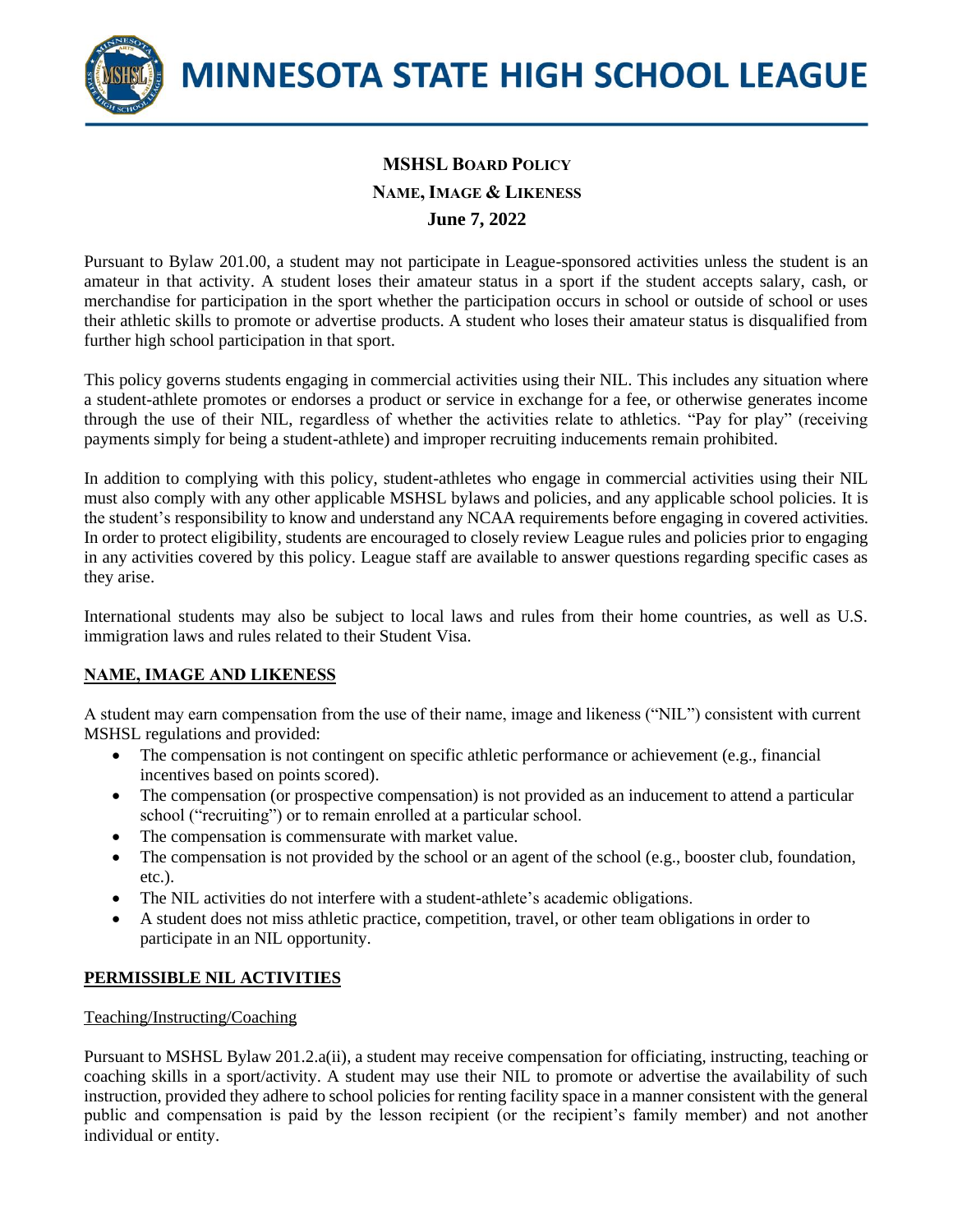# MINNESOTA STATE HIGH SCHOOL LEAGUE

## MSHSL Board Policy
## Name, Image & Likeness
### June 7, 2022

Pursuant to Bylaw 201.00, a student may not participate in League-sponsored activities unless the student is an amateur in that activity. A student loses their amateur status in a sport if the student accepts salary, cash, or merchandise for participation in the sport whether the participation occurs in school or outside of school or uses their athletic skills to promote or advertise products. A student who loses their amateur status is disqualified from further high school participation in that sport.

This policy governs students engaging in commercial activities using their NIL. This includes any situation where a student-athlete promotes or endorses a product or service in exchange for a fee, or otherwise generates income through the use of their NIL, regardless of whether the activities relate to athletics. "Pay for play" (receiving payments simply for being a student-athlete) and improper recruiting inducements remain prohibited.

In addition to complying with this policy, student-athletes who engage in commercial activities using their NIL must also comply with any other applicable MSHSL bylaws and policies, and any applicable school policies. It is the student's responsibility to know and understand any NCAA requirements before engaging in covered activities. In order to protect eligibility, students are encouraged to closely review League rules and policies prior to engaging in any activities covered by this policy. League staff are available to answer questions regarding specific cases as they arise.

International students may also be subject to local laws and rules from their home countries, as well as U.S. immigration laws and rules related to their Student Visa.

## NAME, IMAGE AND LIKENESS

A student may earn compensation from the use of their name, image and likeness ("NIL") consistent with current MSHSL regulations and provided:

- The compensation is not contingent on specific athletic performance or achievement (e.g., financial incentives based on points scored).
- The compensation (or prospective compensation) is not provided as an inducement to attend a particular school ("recruiting") or to remain enrolled at a particular school.
- The compensation is commensurate with market value.
- The compensation is not provided by the school or an agent of the school (e.g., booster club, foundation, etc.).
- The NIL activities do not interfere with a student-athlete's academic obligations.
- A student does not miss athletic practice, competition, travel, or other team obligations in order to participate in an NIL opportunity.

## PERMISSIBLE NIL ACTIVITIES

### Teaching/Instructing/Coaching

Pursuant to MSHSL Bylaw 201.2.a(ii), a student may receive compensation for officiating, instructing, teaching or coaching skills in a sport/activity. A student may use their NIL to promote or advertise the availability of such instruction, provided they adhere to school policies for renting facility space in a manner consistent with the general public and compensation is paid by the lesson recipient (or the recipient's family member) and not another individual or entity.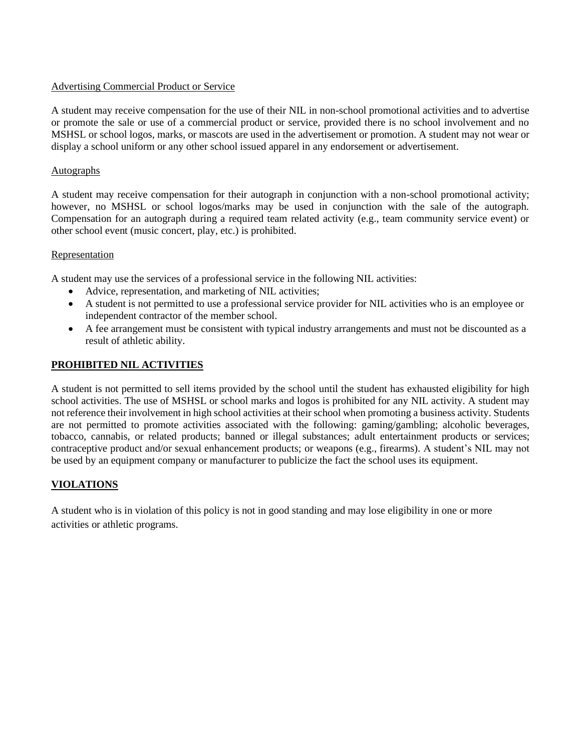Advertising Commercial Product or Service

A student may receive compensation for the use of their NIL in non-school promotional activities and to advertise or promote the sale or use of a commercial product or service, provided there is no school involvement and no MSHSL or school logos, marks, or mascots are used in the advertisement or promotion. A student may not wear or display a school uniform or any other school issued apparel in any endorsement or advertisement.

Autographs

A student may receive compensation for their autograph in conjunction with a non-school promotional activity; however, no MSHSL or school logos/marks may be used in conjunction with the sale of the autograph. Compensation for an autograph during a required team related activity (e.g., team community service event) or other school event (music concert, play, etc.) is prohibited.

Representation

A student may use the services of a professional service in the following NIL activities:

- Advice, representation, and marketing of NIL activities;
- A student is not permitted to use a professional service provider for NIL activities who is an employee or independent contractor of the member school.
- A fee arrangement must be consistent with typical industry arrangements and must not be discounted as a result of athletic ability.

## PROHIBITED NIL ACTIVITIES

A student is not permitted to sell items provided by the school until the student has exhausted eligibility for high school activities. The use of MSHSL or school marks and logos is prohibited for any NIL activity. A student may not reference their involvement in high school activities at their school when promoting a business activity. Students are not permitted to promote activities associated with the following: gaming/gambling; alcoholic beverages, tobacco, cannabis, or related products; banned or illegal substances; adult entertainment products or services; contraceptive product and/or sexual enhancement products; or weapons (e.g., firearms). A student's NIL may not be used by an equipment company or manufacturer to publicize the fact the school uses its equipment.

## VIOLATIONS

A student who is in violation of this policy is not in good standing and may lose eligibility in one or more activities or athletic programs.